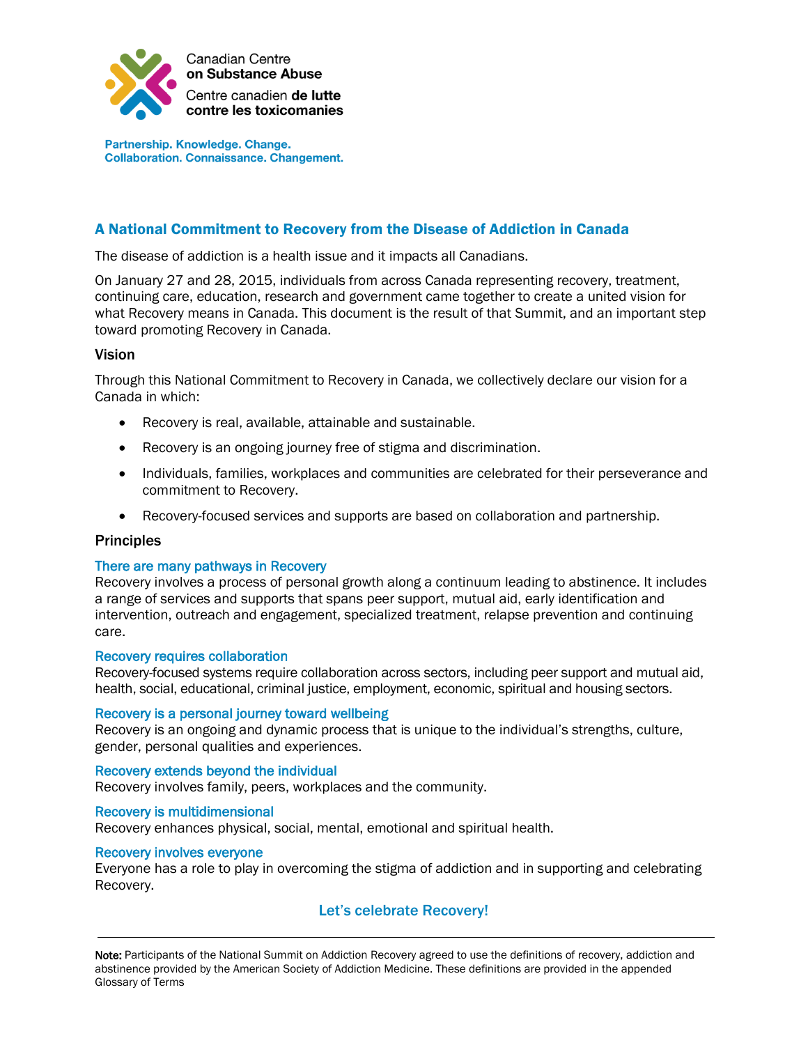Canadian Centre **on Substance Abuse**

Centre canadien **de lutte contre les toxicomanies**

**Partnership. Knowledge. Change.**
**Collaboration. Connaissance. Changement.**

## A National Commitment to Recovery from the Disease of Addiction in Canada

The disease of addiction is a health issue and it impacts all Canadians.

On January 27 and 28, 2015, individuals from across Canada representing recovery, treatment, continuing care, education, research and government came together to create a united vision for what Recovery means in Canada. This document is the result of that Summit, and an important step toward promoting Recovery in Canada.

### Vision

Through this National Commitment to Recovery in Canada, we collectively declare our vision for a Canada in which:

- Recovery is real, available, attainable and sustainable.
- Recovery is an ongoing journey free of stigma and discrimination.
- Individuals, families, workplaces and communities are celebrated for their perseverance and commitment to Recovery.
- Recovery-focused services and supports are based on collaboration and partnership.

### Principles

#### There are many pathways in Recovery

Recovery involves a process of personal growth along a continuum leading to abstinence. It includes a range of services and supports that spans peer support, mutual aid, early identification and intervention, outreach and engagement, specialized treatment, relapse prevention and continuing care.

#### Recovery requires collaboration

Recovery-focused systems require collaboration across sectors, including peer support and mutual aid, health, social, educational, criminal justice, employment, economic, spiritual and housing sectors.

#### Recovery is a personal journey toward wellbeing

Recovery is an ongoing and dynamic process that is unique to the individual's strengths, culture, gender, personal qualities and experiences.

#### Recovery extends beyond the individual

Recovery involves family, peers, workplaces and the community.

#### Recovery is multidimensional

Recovery enhances physical, social, mental, emotional and spiritual health.

#### Recovery involves everyone

Everyone has a role to play in overcoming the stigma of addiction and in supporting and celebrating Recovery.

**Let's celebrate Recovery!**

---

**Note:** Participants of the National Summit on Addiction Recovery agreed to use the definitions of recovery, addiction and abstinence provided by the American Society of Addiction Medicine. These definitions are provided in the appended Glossary of Terms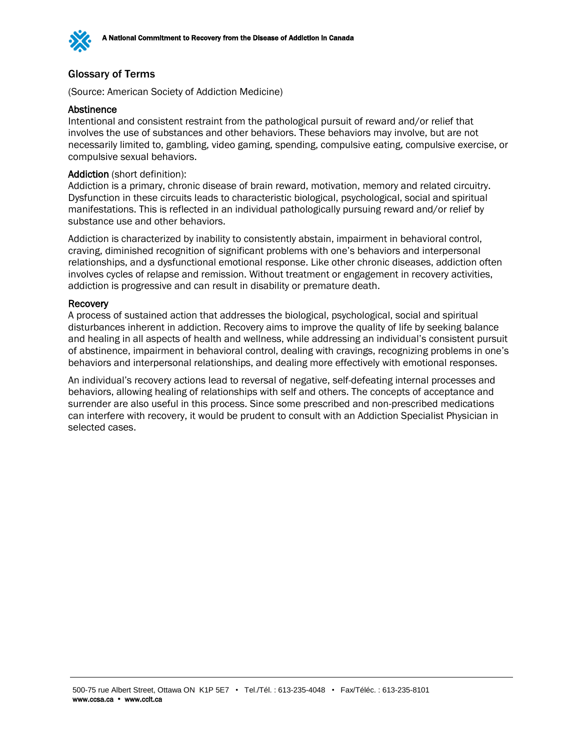## Glossary of Terms

(Source: American Society of Addiction Medicine)

**Abstinence**
Intentional and consistent restraint from the pathological pursuit of reward and/or relief that involves the use of substances and other behaviors. These behaviors may involve, but are not necessarily limited to, gambling, video gaming, spending, compulsive eating, compulsive exercise, or compulsive sexual behaviors.

**Addiction** (short definition):
Addiction is a primary, chronic disease of brain reward, motivation, memory and related circuitry. Dysfunction in these circuits leads to characteristic biological, psychological, social and spiritual manifestations. This is reflected in an individual pathologically pursuing reward and/or relief by substance use and other behaviors.

Addiction is characterized by inability to consistently abstain, impairment in behavioral control, craving, diminished recognition of significant problems with one's behaviors and interpersonal relationships, and a dysfunctional emotional response. Like other chronic diseases, addiction often involves cycles of relapse and remission. Without treatment or engagement in recovery activities, addiction is progressive and can result in disability or premature death.

**Recovery**
A process of sustained action that addresses the biological, psychological, social and spiritual disturbances inherent in addiction. Recovery aims to improve the quality of life by seeking balance and healing in all aspects of health and wellness, while addressing an individual's consistent pursuit of abstinence, impairment in behavioral control, dealing with cravings, recognizing problems in one's behaviors and interpersonal relationships, and dealing more effectively with emotional responses.

An individual's recovery actions lead to reversal of negative, self-defeating internal processes and behaviors, allowing healing of relationships with self and others. The concepts of acceptance and surrender are also useful in this process. Since some prescribed and non-prescribed medications can interfere with recovery, it would be prudent to consult with an Addiction Specialist Physician in selected cases.